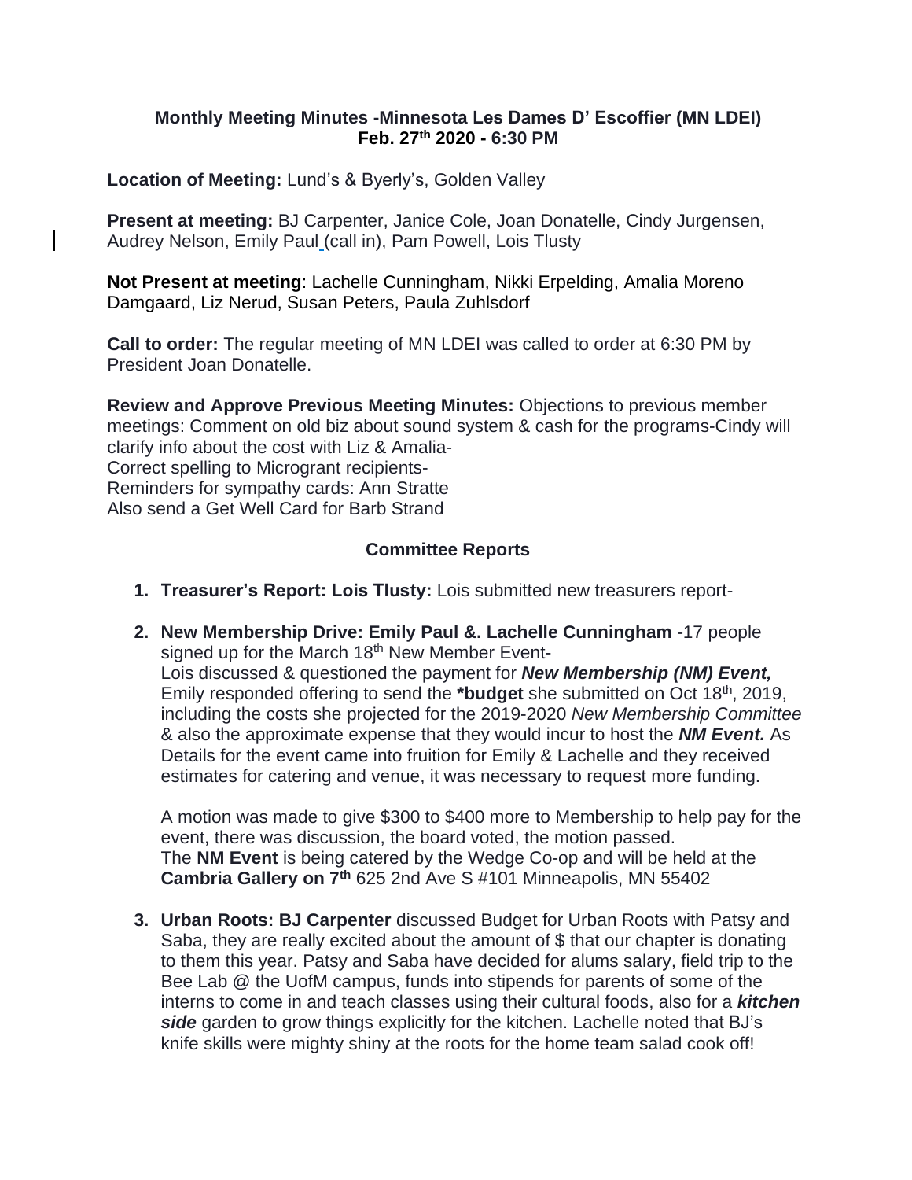**Monthly Meeting Minutes -Minnesota Les Dames D' Escoffier (MN LDEI)**
**Feb. 27th 2020 - 6:30 PM**

**Location of Meeting:** Lund's & Byerly's, Golden Valley

**Present at meeting:** BJ Carpenter, Janice Cole, Joan Donatelle, Cindy Jurgensen, Audrey Nelson, Emily Paul (call in), Pam Powell, Lois Tlusty

**Not Present at meeting**: Lachelle Cunningham, Nikki Erpelding, Amalia Moreno Damgaard, Liz Nerud, Susan Peters, Paula Zuhlsdorf

**Call to order:** The regular meeting of MN LDEI was called to order at 6:30 PM by President Joan Donatelle.

**Review and Approve Previous Meeting Minutes:** Objections to previous member meetings: Comment on old biz about sound system & cash for the programs-Cindy will clarify info about the cost with Liz & Amalia-
Correct spelling to Microgrant recipients-
Reminders for sympathy cards: Ann Stratte
Also send a Get Well Card for Barb Strand

**Committee Reports**

1. **Treasurer's Report: Lois Tlusty:** Lois submitted new treasurers report-

2. **New Membership Drive: Emily Paul &. Lachelle Cunningham** -17 people signed up for the March 18th New Member Event-
   Lois discussed & questioned the payment for ***New Membership (NM) Event,*** Emily responded offering to send the **\*budget** she submitted on Oct 18th, 2019, including the costs she projected for the 2019-2020 *New Membership Committee* & also the approximate expense that they would incur to host the ***NM Event.*** As Details for the event came into fruition for Emily & Lachelle and they received estimates for catering and venue, it was necessary to request more funding.

   A motion was made to give $300 to $400 more to Membership to help pay for the event, there was discussion, the board voted, the motion passed.
   The **NM Event** is being catered by the Wedge Co-op and will be held at the **Cambria Gallery on 7th** 625 2nd Ave S #101 Minneapolis, MN 55402

3. **Urban Roots: BJ Carpenter** discussed Budget for Urban Roots with Patsy and Saba, they are really excited about the amount of $ that our chapter is donating to them this year. Patsy and Saba have decided for alums salary, field trip to the Bee Lab @ the UofM campus, funds into stipends for parents of some of the interns to come in and teach classes using their cultural foods, also for a ***kitchen side*** garden to grow things explicitly for the kitchen. Lachelle noted that BJ's knife skills were mighty shiny at the roots for the home team salad cook off!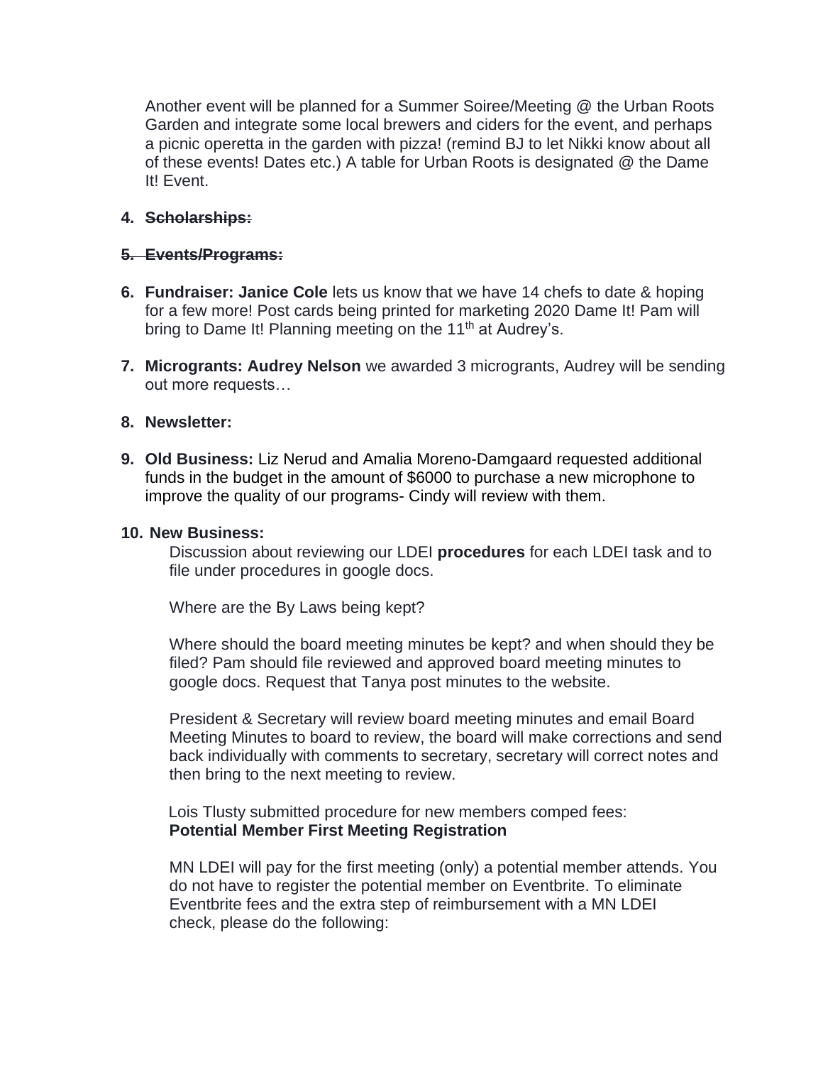Another event will be planned for a Summer Soiree/Meeting @ the Urban Roots Garden and integrate some local brewers and ciders for the event, and perhaps a picnic operetta in the garden with pizza! (remind BJ to let Nikki know about all of these events! Dates etc.) A table for Urban Roots is designated @ the Dame It! Event.

4. ~~**Scholarships:**~~

5. ~~**Events/Programs:**~~

6. **Fundraiser: Janice Cole** lets us know that we have 14 chefs to date & hoping for a few more! Post cards being printed for marketing 2020 Dame It! Pam will bring to Dame It! Planning meeting on the 11th at Audrey's.

7. **Microgrants: Audrey Nelson** we awarded 3 microgrants, Audrey will be sending out more requests…

8. **Newsletter:**

9. **Old Business:** Liz Nerud and Amalia Moreno-Damgaard requested additional funds in the budget in the amount of $6000 to purchase a new microphone to improve the quality of our programs- Cindy will review with them.

10. **New Business:**

    Discussion about reviewing our LDEI **procedures** for each LDEI task and to file under procedures in google docs.

    Where are the By Laws being kept?

    Where should the board meeting minutes be kept? and when should they be filed? Pam should file reviewed and approved board meeting minutes to google docs. Request that Tanya post minutes to the website.

    President & Secretary will review board meeting minutes and email Board Meeting Minutes to board to review, the board will make corrections and send back individually with comments to secretary, secretary will correct notes and then bring to the next meeting to review.

    Lois Tlusty submitted procedure for new members comped fees:
    **Potential Member First Meeting Registration**

    MN LDEI will pay for the first meeting (only) a potential member attends. You do not have to register the potential member on Eventbrite. To eliminate Eventbrite fees and the extra step of reimbursement with a MN LDEI check, please do the following: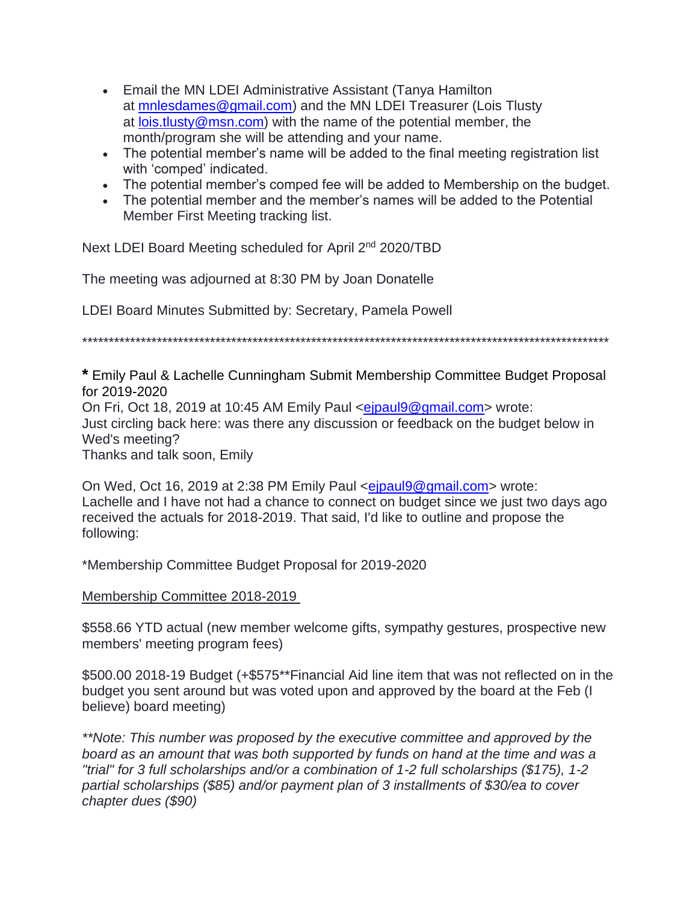- Email the MN LDEI Administrative Assistant (Tanya Hamilton at mnlesdames@gmail.com) and the MN LDEI Treasurer (Lois Tlusty at lois.tlusty@msn.com) with the name of the potential member, the month/program she will be attending and your name.
- The potential member's name will be added to the final meeting registration list with 'comped' indicated.
- The potential member's comped fee will be added to Membership on the budget.
- The potential member and the member's names will be added to the Potential Member First Meeting tracking list.

Next LDEI Board Meeting scheduled for April 2nd 2020/TBD

The meeting was adjourned at 8:30 PM by Joan Donatelle

LDEI Board Minutes Submitted by: Secretary, Pamela Powell

*****************************************************************************************************

**\*** Emily Paul & Lachelle Cunningham Submit Membership Committee Budget Proposal for 2019-2020

On Fri, Oct 18, 2019 at 10:45 AM Emily Paul <ejpaul9@gmail.com> wrote:
Just circling back here: was there any discussion or feedback on the budget below in Wed's meeting?
Thanks and talk soon, Emily

On Wed, Oct 16, 2019 at 2:38 PM Emily Paul <ejpaul9@gmail.com> wrote:
Lachelle and I have not had a chance to connect on budget since we just two days ago received the actuals for 2018-2019. That said, I'd like to outline and propose the following:

*Membership Committee Budget Proposal for 2019-2020

<u>Membership Committee 2018-2019</u>

$558.66 YTD actual (new member welcome gifts, sympathy gestures, prospective new members' meeting program fees)

$500.00 2018-19 Budget (+$575**Financial Aid line item that was not reflected on in the budget you sent around but was voted upon and approved by the board at the Feb (I believe) board meeting)

*\*\*Note: This number was proposed by the executive committee and approved by the board as an amount that was both supported by funds on hand at the time and was a "trial" for 3 full scholarships and/or a combination of 1-2 full scholarships ($175), 1-2 partial scholarships ($85) and/or payment plan of 3 installments of $30/ea to cover chapter dues ($90)*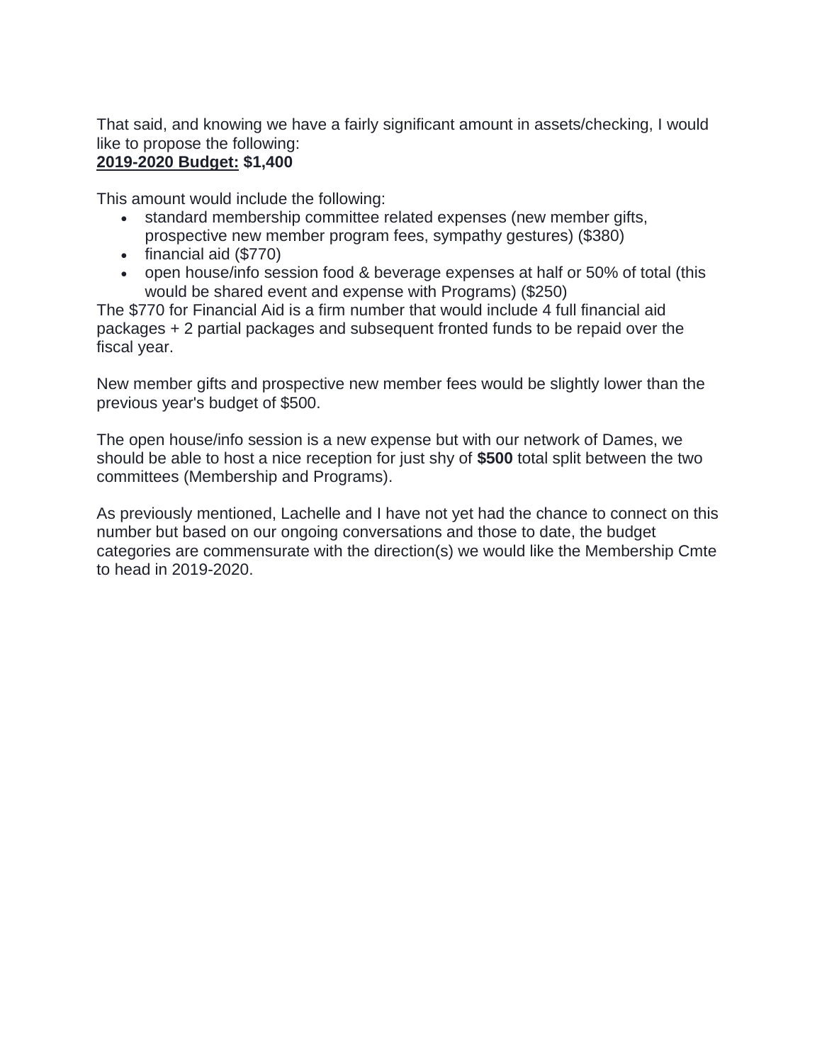That said, and knowing we have a fairly significant amount in assets/checking, I would like to propose the following:
**<u>2019-2020 Budget:</u> $1,400**

This amount would include the following:

- standard membership committee related expenses (new member gifts, prospective new member program fees, sympathy gestures) ($380)
- financial aid ($770)
- open house/info session food & beverage expenses at half or 50% of total (this would be shared event and expense with Programs) ($250)

The $770 for Financial Aid is a firm number that would include 4 full financial aid packages + 2 partial packages and subsequent fronted funds to be repaid over the fiscal year.

New member gifts and prospective new member fees would be slightly lower than the previous year's budget of $500.

The open house/info session is a new expense but with our network of Dames, we should be able to host a nice reception for just shy of **$500** total split between the two committees (Membership and Programs).

As previously mentioned, Lachelle and I have not yet had the chance to connect on this number but based on our ongoing conversations and those to date, the budget categories are commensurate with the direction(s) we would like the Membership Cmte to head in 2019-2020.